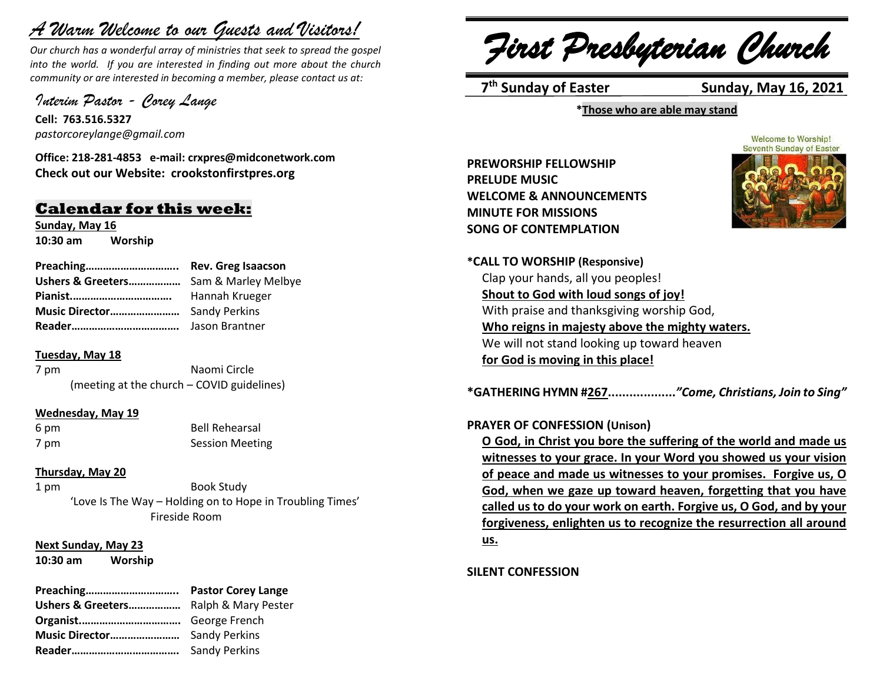# *A Warm Welcome to our Guests and Visitors!*

*Our church has a wonderful array of ministries that seek to spread the gospel into the world. If you are interested in finding out more about the church community or are interested in becoming a member, please contact us at:*

*Interim Pastor - Corey Lange*

**Cell: 763.516.5327**
*pastorcoreylange@gmail.com*

**Office: 218-281-4853 e-mail: crxpres@midconetwork.com**
**Check out our Website: crookstonfirstpres.org**

## Calendar for this week:

**Sunday, May 16**
**10:30 am Worship**

**Preaching…………………………..** **Rev. Greg Isaacson**
**Ushers & Greeters………………** Sam & Marley Melbye
**Pianist…………………………….** Hannah Krueger
**Music Director……………………** Sandy Perkins
**Reader………………………………** Jason Brantner

**Tuesday, May 18**
7 pm Naomi Circle
(meeting at the church – COVID guidelines)

**Wednesday, May 19**
6 pm Bell Rehearsal
7 pm Session Meeting

**Thursday, May 20**
1 pm Book Study
'Love Is The Way – Holding on to Hope in Troubling Times'
Fireside Room

**Next Sunday, May 23**
**10:30 am Worship**

**Preaching…………………………..** **Pastor Corey Lange**
**Ushers & Greeters………………** Ralph & Mary Pester
**Organist…………………………….** George French
**Music Director……………………** Sandy Perkins
**Reader………………………………** Sandy Perkins

# *First Presbyterian Church*

**7th Sunday of Easter** **Sunday, May 16, 2021**

***Those who are able may stand**

Welcome to Worship!
Seventh Sunday of Easter

**PREWORSHIP FELLOWSHIP**
**PRELUDE MUSIC**
**WELCOME & ANNOUNCEMENTS**
**MINUTE FOR MISSIONS**
**SONG OF CONTEMPLATION**

***CALL TO WORSHIP (Responsive)**
Clap your hands, all you peoples!
**Shout to God with loud songs of joy!**
With praise and thanksgiving worship God,
**Who reigns in majesty above the mighty waters.**
We will not stand looking up toward heaven
**for God is moving in this place!**

***GATHERING HYMN #267..................*"Come, Christians, Join to Sing"***

**PRAYER OF CONFESSION (Unison)**
**O God, in Christ you bore the suffering of the world and made us witnesses to your grace. In your Word you showed us your vision of peace and made us witnesses to your promises. Forgive us, O God, when we gaze up toward heaven, forgetting that you have called us to do your work on earth. Forgive us, O God, and by your forgiveness, enlighten us to recognize the resurrection all around us.**

**SILENT CONFESSION**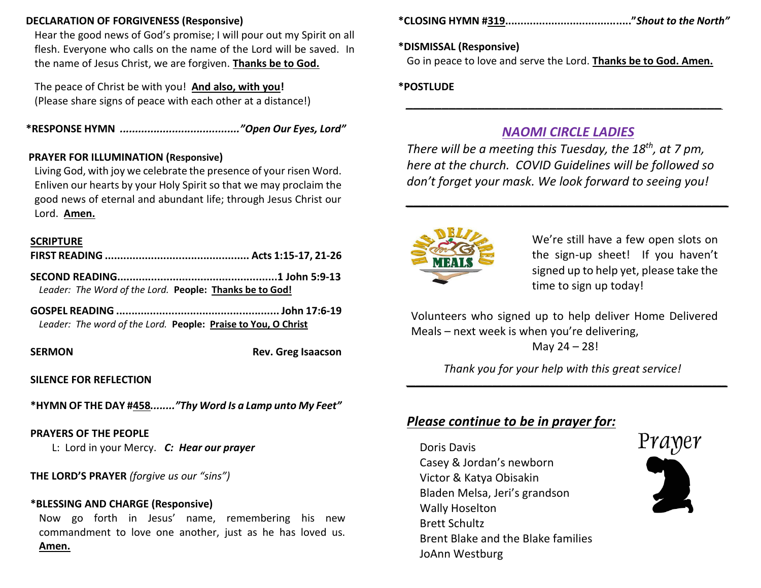**DECLARATION OF FORGIVENESS (Responsive)**

Hear the good news of God's promise; I will pour out my Spirit on all flesh. Everyone who calls on the name of the Lord will be saved. In the name of Jesus Christ, we are forgiven. **Thanks be to God.**

The peace of Christ be with you! **And also, with you!**
(Please share signs of peace with each other at a distance!)

***RESPONSE HYMN** ....................................... ***"Open Our Eyes, Lord"***

**PRAYER FOR ILLUMINATION (Responsive)**

Living God, with joy we celebrate the presence of your risen Word. Enliven our hearts by your Holy Spirit so that we may proclaim the good news of eternal and abundant life; through Jesus Christ our Lord. **Amen.**

**SCRIPTURE**

**FIRST READING** ............................................... **Acts 1:15-17, 21-26**

**SECOND READING**................................................... **1 John 5:9-13**

*Leader: The Word of the Lord.* **People: Thanks be to God!**

**GOSPEL READING** ..................................................... **John 17:6-19**

*Leader: The word of the Lord.* **People: Praise to You, O Christ**

**SERMON** **Rev. Greg Isaacson**

**SILENCE FOR REFLECTION**

***HYMN OF THE DAY #458**........***"Thy Word Is a Lamp unto My Feet"***

**PRAYERS OF THE PEOPLE**

L: Lord in your Mercy. ***C: Hear our prayer***

**THE LORD'S PRAYER** *(forgive us our "sins")*

***BLESSING AND CHARGE (Responsive)**

Now go forth in Jesus' name, remembering his new commandment to love one another, just as he has loved us. **Amen.**

***CLOSING HYMN #319**........................................***"Shout to the North"***

***DISMISSAL (Responsive)**

Go in peace to love and serve the Lord. **Thanks be to God. Amen.**

***POSTLUDE**

---

## *NAOMI CIRCLE LADIES*

*There will be a meeting this Tuesday, the 18th, at 7 pm, here at the church. COVID Guidelines will be followed so don't forget your mask. We look forward to seeing you!*

---

We're still have a few open slots on the sign-up sheet! If you haven't signed up to help yet, please take the time to sign up today!

Volunteers who signed up to help deliver Home Delivered Meals – next week is when you're delivering, May 24 – 28!

*Thank you for your help with this great service!*

---

## *Please continue to be in prayer for:*

Doris Davis
Casey & Jordan's newborn
Victor & Katya Obisakin
Bladen Melsa, Jeri's grandson
Wally Hoselton
Brett Schultz
Brent Blake and the Blake families
JoAnn Westburg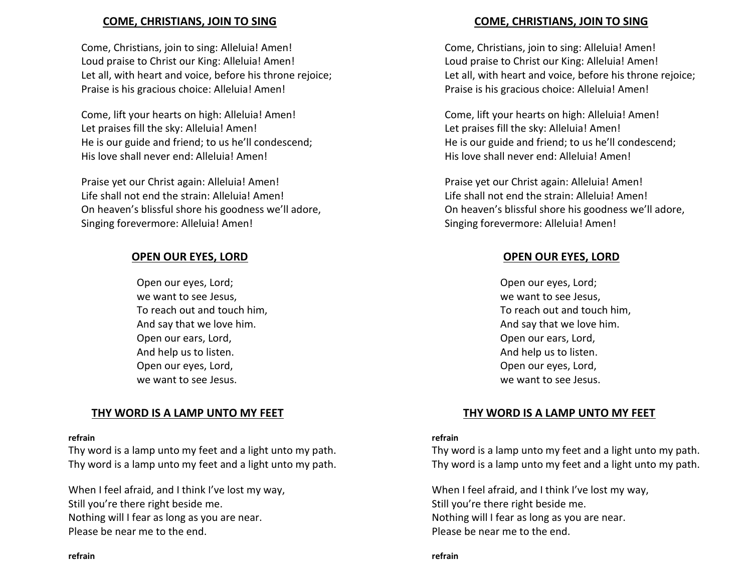## COME, CHRISTIANS, JOIN TO SING

Come, Christians, join to sing: Alleluia! Amen!
Loud praise to Christ our King: Alleluia! Amen!
Let all, with heart and voice, before his throne rejoice;
Praise is his gracious choice: Alleluia! Amen!

Come, lift your hearts on high: Alleluia! Amen!
Let praises fill the sky: Alleluia! Amen!
He is our guide and friend; to us he'll condescend;
His love shall never end: Alleluia! Amen!

Praise yet our Christ again: Alleluia! Amen!
Life shall not end the strain: Alleluia! Amen!
On heaven's blissful shore his goodness we'll adore,
Singing forevermore: Alleluia! Amen!

## OPEN OUR EYES, LORD

Open our eyes, Lord;
we want to see Jesus,
To reach out and touch him,
And say that we love him.
Open our ears, Lord,
And help us to listen.
Open our eyes, Lord,
we want to see Jesus.

## THY WORD IS A LAMP UNTO MY FEET

**refrain**

Thy word is a lamp unto my feet and a light unto my path.
Thy word is a lamp unto my feet and a light unto my path.

When I feel afraid, and I think I've lost my way,
Still you're there right beside me.
Nothing will I fear as long as you are near.
Please be near me to the end.

**refrain**

## COME, CHRISTIANS, JOIN TO SING

Come, Christians, join to sing: Alleluia! Amen!
Loud praise to Christ our King: Alleluia! Amen!
Let all, with heart and voice, before his throne rejoice;
Praise is his gracious choice: Alleluia! Amen!

Come, lift your hearts on high: Alleluia! Amen!
Let praises fill the sky: Alleluia! Amen!
He is our guide and friend; to us he'll condescend;
His love shall never end: Alleluia! Amen!

Praise yet our Christ again: Alleluia! Amen!
Life shall not end the strain: Alleluia! Amen!
On heaven's blissful shore his goodness we'll adore,
Singing forevermore: Alleluia! Amen!

## OPEN OUR EYES, LORD

Open our eyes, Lord;
we want to see Jesus,
To reach out and touch him,
And say that we love him.
Open our ears, Lord,
And help us to listen.
Open our eyes, Lord,
we want to see Jesus.

## THY WORD IS A LAMP UNTO MY FEET

**refrain**

Thy word is a lamp unto my feet and a light unto my path.
Thy word is a lamp unto my feet and a light unto my path.

When I feel afraid, and I think I've lost my way,
Still you're there right beside me.
Nothing will I fear as long as you are near.
Please be near me to the end.

**refrain**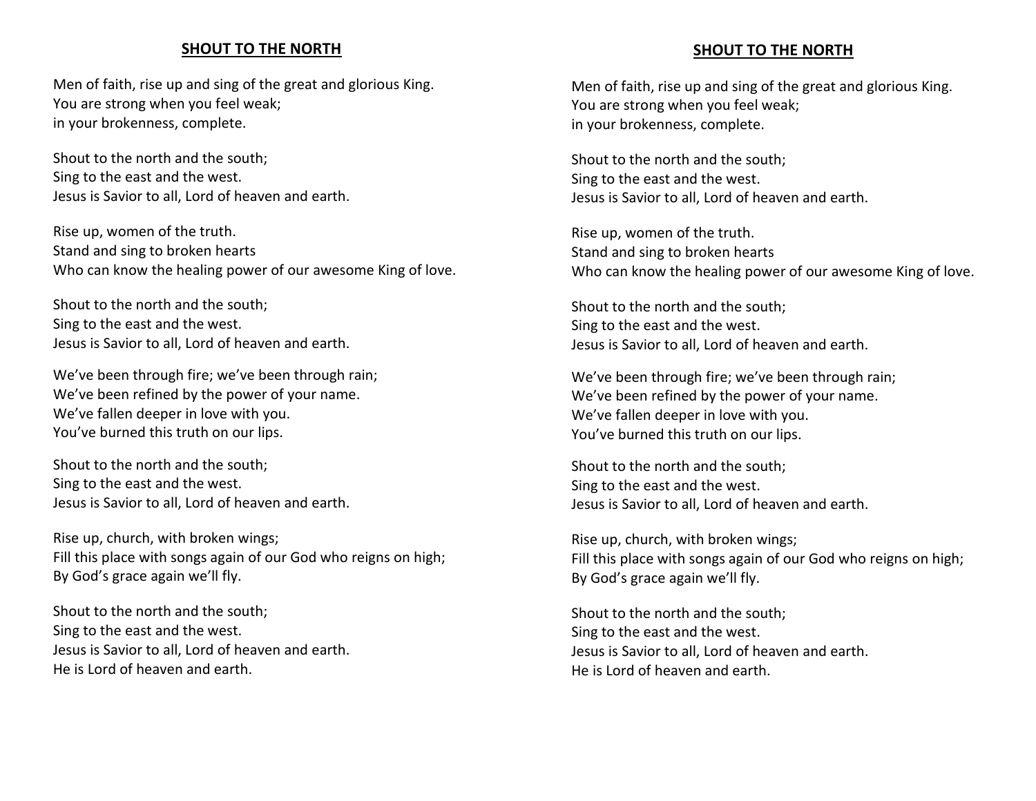**SHOUT TO THE NORTH**

Men of faith, rise up and sing of the great and glorious King.
You are strong when you feel weak;
in your brokenness, complete.

Shout to the north and the south;
Sing to the east and the west.
Jesus is Savior to all, Lord of heaven and earth.

Rise up, women of the truth.
Stand and sing to broken hearts
Who can know the healing power of our awesome King of love.

Shout to the north and the south;
Sing to the east and the west.
Jesus is Savior to all, Lord of heaven and earth.

We've been through fire; we've been through rain;
We've been refined by the power of your name.
We've fallen deeper in love with you.
You've burned this truth on our lips.

Shout to the north and the south;
Sing to the east and the west.
Jesus is Savior to all, Lord of heaven and earth.

Rise up, church, with broken wings;
Fill this place with songs again of our God who reigns on high;
By God's grace again we'll fly.

Shout to the north and the south;
Sing to the east and the west.
Jesus is Savior to all, Lord of heaven and earth.
He is Lord of heaven and earth.

**SHOUT TO THE NORTH**

Men of faith, rise up and sing of the great and glorious King.
You are strong when you feel weak;
in your brokenness, complete.

Shout to the north and the south;
Sing to the east and the west.
Jesus is Savior to all, Lord of heaven and earth.

Rise up, women of the truth.
Stand and sing to broken hearts
Who can know the healing power of our awesome King of love.

Shout to the north and the south;
Sing to the east and the west.
Jesus is Savior to all, Lord of heaven and earth.

We've been through fire; we've been through rain;
We've been refined by the power of your name.
We've fallen deeper in love with you.
You've burned this truth on our lips.

Shout to the north and the south;
Sing to the east and the west.
Jesus is Savior to all, Lord of heaven and earth.

Rise up, church, with broken wings;
Fill this place with songs again of our God who reigns on high;
By God's grace again we'll fly.

Shout to the north and the south;
Sing to the east and the west.
Jesus is Savior to all, Lord of heaven and earth.
He is Lord of heaven and earth.